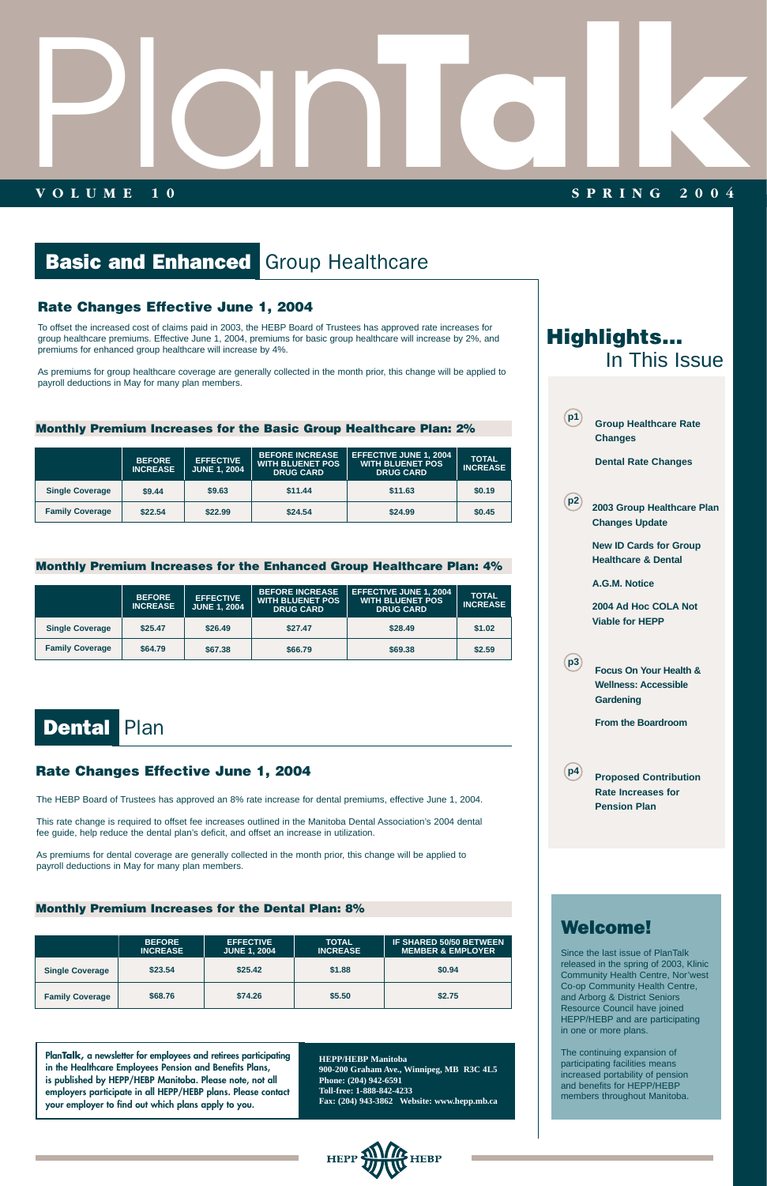# PlanTalk

**VOLUME 10** **SPRING 2004**

## Basic and Enhanced Group Healthcare

### Rate Changes Effective June 1, 2004

To offset the increased cost of claims paid in 2003, the HEBP Board of Trustees has approved rate increases for group healthcare premiums. Effective June 1, 2004, premiums for basic group healthcare will increase by 2%, and premiums for enhanced group healthcare will increase by 4%.

As premiums for group healthcare coverage are generally collected in the month prior, this change will be applied to payroll deductions in May for many plan members.

#### Monthly Premium Increases for the Basic Group Healthcare Plan: 2%

| | BEFORE INCREASE | EFFECTIVE JUNE 1, 2004 | BEFORE INCREASE WITH BLUENET POS DRUG CARD | EFFECTIVE JUNE 1, 2004 WITH BLUENET POS DRUG CARD | TOTAL INCREASE |
|---|---|---|---|---|---|
| Single Coverage | $9.44 | $9.63 | $11.44 | $11.63 | $0.19 |
| Family Coverage | $22.54 | $22.99 | $24.54 | $24.99 | $0.45 |

#### Monthly Premium Increases for the Enhanced Group Healthcare Plan: 4%

| | BEFORE INCREASE | EFFECTIVE JUNE 1, 2004 | BEFORE INCREASE WITH BLUENET POS DRUG CARD | EFFECTIVE JUNE 1, 2004 WITH BLUENET POS DRUG CARD | TOTAL INCREASE |
|---|---|---|---|---|---|
| Single Coverage | $25.47 | $26.49 | $27.47 | $28.49 | $1.02 |
| Family Coverage | $64.79 | $67.38 | $66.79 | $69.38 | $2.59 |

## Dental Plan

### Rate Changes Effective June 1, 2004

The HEBP Board of Trustees has approved an 8% rate increase for dental premiums, effective June 1, 2004.

This rate change is required to offset fee increases outlined in the Manitoba Dental Association's 2004 dental fee guide, help reduce the dental plan's deficit, and offset an increase in utilization.

As premiums for dental coverage are generally collected in the month prior, this change will be applied to payroll deductions in May for many plan members.

#### Monthly Premium Increases for the Dental Plan: 8%

| | BEFORE INCREASE | EFFECTIVE JUNE 1, 2004 | TOTAL INCREASE | IF SHARED 50/50 BETWEEN MEMBER & EMPLOYER |
|---|---|---|---|---|
| Single Coverage | $23.54 | $25.42 | $1.88 | $0.94 |
| Family Coverage | $68.76 | $74.26 | $5.50 | $2.75 |

**PlanTalk, a newsletter for employees and retirees participating in the Healthcare Employees Pension and Benefits Plans, is published by HEPP/HEBP Manitoba. Please note, not all employers participate in all HEPP/HEBP plans. Please contact your employer to find out which plans apply to you.**

**HEPP/HEBP Manitoba**
**900-200 Graham Ave., Winnipeg, MB R3C 4L5**
**Phone: (204) 942-6591**
**Toll-free: 1-888-842-4233**
**Fax: (204) 943-3862 Website: www.hepp.mb.ca**

## Highlights... In This Issue

**p1**
- Group Healthcare Rate Changes
- Dental Rate Changes

**p2**
- 2003 Group Healthcare Plan Changes Update
- New ID Cards for Group Healthcare & Dental
- A.G.M. Notice
- 2004 Ad Hoc COLA Not Viable for HEPP

**p3**
- Focus On Your Health & Wellness: Accessible Gardening
- From the Boardroom

**p4**
- Proposed Contribution Rate Increases for Pension Plan

## Welcome!

Since the last issue of PlanTalk released in the spring of 2003, Klinic Community Health Centre, Nor'west Co-op Community Health Centre, and Arborg & District Seniors Resource Council have joined HEPP/HEBP and are participating in one or more plans.

The continuing expansion of participating facilities means increased portability of pension and benefits for HEPP/HEBP members throughout Manitoba.

HEPP HEBP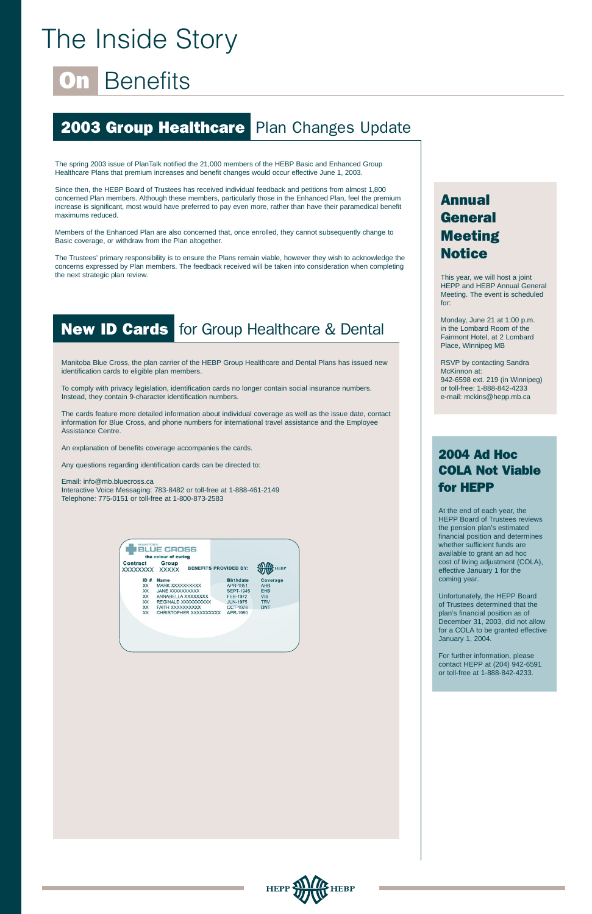# The Inside Story

# On Benefits

## 2003 Group Healthcare Plan Changes Update

The spring 2003 issue of PlanTalk notified the 21,000 members of the HEBP Basic and Enhanced Group Healthcare Plans that premium increases and benefit changes would occur effective June 1, 2003.

Since then, the HEBP Board of Trustees has received individual feedback and petitions from almost 1,800 concerned Plan members. Although these members, particularly those in the Enhanced Plan, feel the premium increase is significant, most would have preferred to pay even more, rather than have their paramedical benefit maximums reduced.

Members of the Enhanced Plan are also concerned that, once enrolled, they cannot subsequently change to Basic coverage, or withdraw from the Plan altogether.

The Trustees' primary responsibility is to ensure the Plans remain viable, however they wish to acknowledge the concerns expressed by Plan members. The feedback received will be taken into consideration when completing the next strategic plan review.

## New ID Cards for Group Healthcare & Dental

Manitoba Blue Cross, the plan carrier of the HEBP Group Healthcare and Dental Plans has issued new identification cards to eligible plan members.

To comply with privacy legislation, identification cards no longer contain social insurance numbers. Instead, they contain 9-character identification numbers.

The cards feature more detailed information about individual coverage as well as the issue date, contact information for Blue Cross, and phone numbers for international travel assistance and the Employee Assistance Centre.

An explanation of benefits coverage accompanies the cards.

Any questions regarding identification cards can be directed to:

Email: info@mb.bluecross.ca
Interactive Voice Messaging: 783-8482 or toll-free at 1-888-461-2149
Telephone: 775-0151 or toll-free at 1-800-873-2583

MANITOBA BLUE CROSS
the colour of caring

Contract XXXXXXXX — Group XXXXX — BENEFITS PROVIDED BY: HEBP

| ID # | Name | Birthdate | Coverage |
|---|---|---|---|
| XX | MARK XXXXXXXXXX | APR-1951 | AHB |
| XX | JANE XXXXXXXXXX | SEPT-1945 | EHB |
| XX | ANNABELLA XXXXXXXX | FEB-1972 | VIS |
| XX | REGINALD XXXXXXXXXX | JUN-1975 | TRV |
| XX | FAITH XXXXXXXXXX | OCT-1978 | DNT |
| XX | CHRISTOPHER XXXXXXXXXX | APR-1980 | |

## Annual General Meeting Notice

This year, we will host a joint HEPP and HEBP Annual General Meeting. The event is scheduled for:

Monday, June 21 at 1:00 p.m. in the Lombard Room of the Fairmont Hotel, at 2 Lombard Place, Winnipeg MB

RSVP by contacting Sandra McKinnon at:
942-6598 ext. 219 (in Winnipeg)
or toll-free: 1-888-842-4233
e-mail: mckins@hepp.mb.ca

## 2004 Ad Hoc COLA Not Viable for HEPP

At the end of each year, the HEPP Board of Trustees reviews the pension plan's estimated financial position and determines whether sufficient funds are available to grant an ad hoc cost of living adjustment (COLA), effective January 1 for the coming year.

Unfortunately, the HEPP Board of Trustees determined that the plan's financial position as of December 31, 2003, did not allow for a COLA to be granted effective January 1, 2004.

For further information, please contact HEPP at (204) 942-6591 or toll-free at 1-888-842-4233.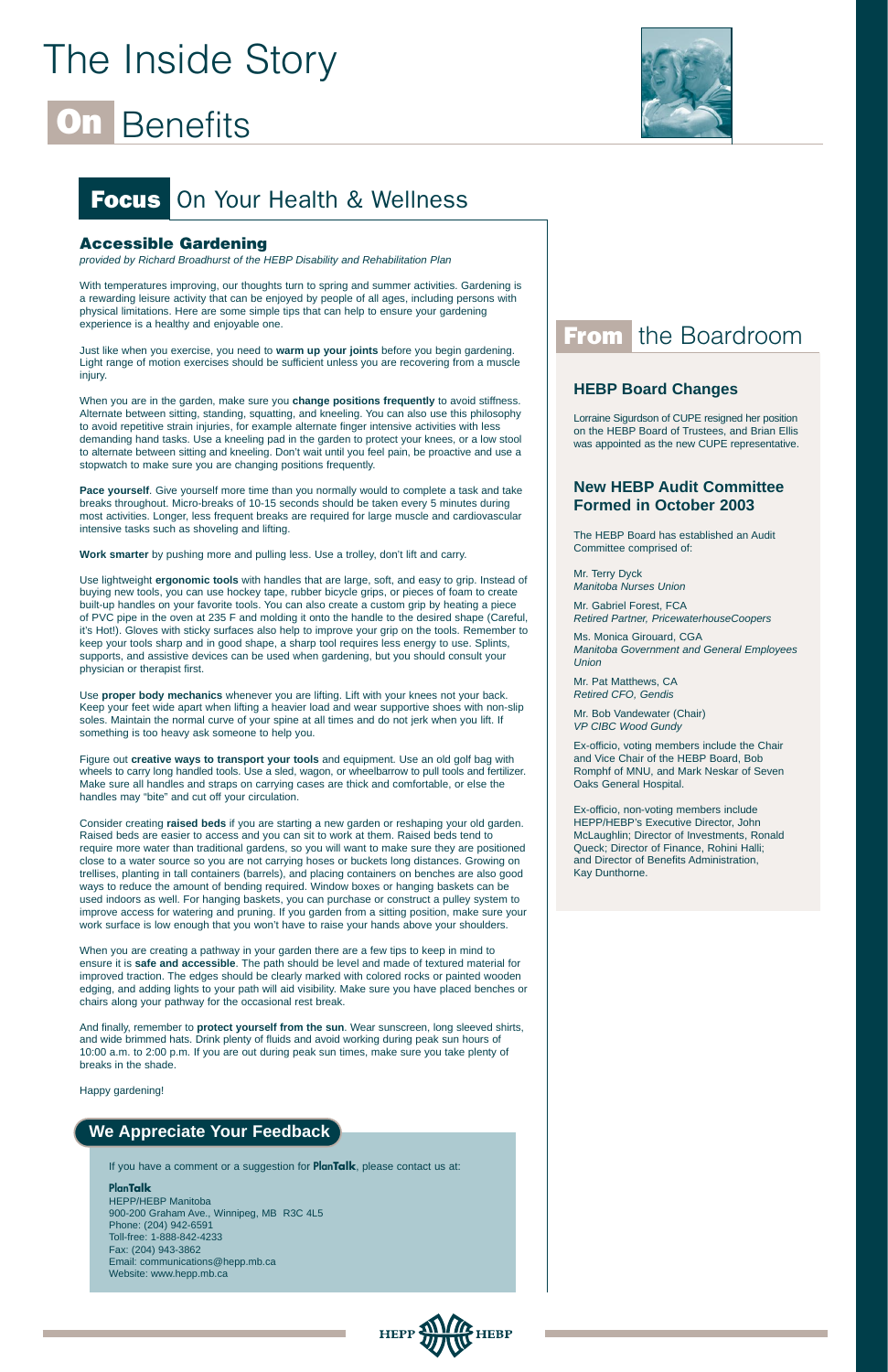# The Inside Story

# On Benefits

## Focus On Your Health & Wellness

### Accessible Gardening

*provided by Richard Broadhurst of the HEBP Disability and Rehabilitation Plan*

With temperatures improving, our thoughts turn to spring and summer activities. Gardening is a rewarding leisure activity that can be enjoyed by people of all ages, including persons with physical limitations. Here are some simple tips that can help to ensure your gardening experience is a healthy and enjoyable one.

Just like when you exercise, you need to **warm up your joints** before you begin gardening. Light range of motion exercises should be sufficient unless you are recovering from a muscle injury.

When you are in the garden, make sure you **change positions frequently** to avoid stiffness. Alternate between sitting, standing, squatting, and kneeling. You can also use this philosophy to avoid repetitive strain injuries, for example alternate finger intensive activities with less demanding hand tasks. Use a kneeling pad in the garden to protect your knees, or a low stool to alternate between sitting and kneeling. Don't wait until you feel pain, be proactive and use a stopwatch to make sure you are changing positions frequently.

**Pace yourself**. Give yourself more time than you normally would to complete a task and take breaks throughout. Micro-breaks of 10-15 seconds should be taken every 5 minutes during most activities. Longer, less frequent breaks are required for large muscle and cardiovascular intensive tasks such as shoveling and lifting.

**Work smarter** by pushing more and pulling less. Use a trolley, don't lift and carry.

Use lightweight **ergonomic tools** with handles that are large, soft, and easy to grip. Instead of buying new tools, you can use hockey tape, rubber bicycle grips, or pieces of foam to create built-up handles on your favorite tools. You can also create a custom grip by heating a piece of PVC pipe in the oven at 235 F and molding it onto the handle to the desired shape (Careful, it's Hot!). Gloves with sticky surfaces also help to improve your grip on the tools. Remember to keep your tools sharp and in good shape, a sharp tool requires less energy to use. Splints, supports, and assistive devices can be used when gardening, but you should consult your physician or therapist first.

Use **proper body mechanics** whenever you are lifting. Lift with your knees not your back. Keep your feet wide apart when lifting a heavier load and wear supportive shoes with non-slip soles. Maintain the normal curve of your spine at all times and do not jerk when you lift. If something is too heavy ask someone to help you.

Figure out **creative ways to transport your tools** and equipment. Use an old golf bag with wheels to carry long handled tools. Use a sled, wagon, or wheelbarrow to pull tools and fertilizer. Make sure all handles and straps on carrying cases are thick and comfortable, or else the handles may "bite" and cut off your circulation.

Consider creating **raised beds** if you are starting a new garden or reshaping your old garden. Raised beds are easier to access and you can sit to work at them. Raised beds tend to require more water than traditional gardens, so you will want to make sure they are positioned close to a water source so you are not carrying hoses or buckets long distances. Growing on trellises, planting in tall containers (barrels), and placing containers on benches are also good ways to reduce the amount of bending required. Window boxes or hanging baskets can be used indoors as well. For hanging baskets, you can purchase or construct a pulley system to improve access for watering and pruning. If you garden from a sitting position, make sure your work surface is low enough that you won't have to raise your hands above your shoulders.

When you are creating a pathway in your garden there are a few tips to keep in mind to ensure it is **safe and accessible**. The path should be level and made of textured material for improved traction. The edges should be clearly marked with colored rocks or painted wooden edging, and adding lights to your path will aid visibility. Make sure you have placed benches or chairs along your pathway for the occasional rest break.

And finally, remember to **protect yourself from the sun**. Wear sunscreen, long sleeved shirts, and wide brimmed hats. Drink plenty of fluids and avoid working during peak sun hours of 10:00 a.m. to 2:00 p.m. If you are out during peak sun times, make sure you take plenty of breaks in the shade.

Happy gardening!

## From the Boardroom

### HEBP Board Changes

Lorraine Sigurdson of CUPE resigned her position on the HEBP Board of Trustees, and Brian Ellis was appointed as the new CUPE representative.

### New HEBP Audit Committee Formed in October 2003

The HEBP Board has established an Audit Committee comprised of:

Mr. Terry Dyck
*Manitoba Nurses Union*

Mr. Gabriel Forest, FCA
*Retired Partner, PricewaterhouseCoopers*

Ms. Monica Girouard, CGA
*Manitoba Government and General Employees Union*

Mr. Pat Matthews, CA
*Retired CFO, Gendis*

Mr. Bob Vandewater (Chair)
*VP CIBC Wood Gundy*

Ex-officio, voting members include the Chair and Vice Chair of the HEBP Board, Bob Romphf of MNU, and Mark Neskar of Seven Oaks General Hospital.

Ex-officio, non-voting members include HEPP/HEBP's Executive Director, John McLaughlin; Director of Investments, Ronald Queck; Director of Finance, Rohini Halli; and Director of Benefits Administration, Kay Dunthorne.

## We Appreciate Your Feedback

If you have a comment or a suggestion for **PlanTalk**, please contact us at:

**PlanTalk**
HEPP/HEBP Manitoba
900-200 Graham Ave., Winnipeg, MB R3C 4L5
Phone: (204) 942-6591
Toll-free: 1-888-842-4233
Fax: (204) 943-3862
Email: communications@hepp.mb.ca
Website: www.hepp.mb.ca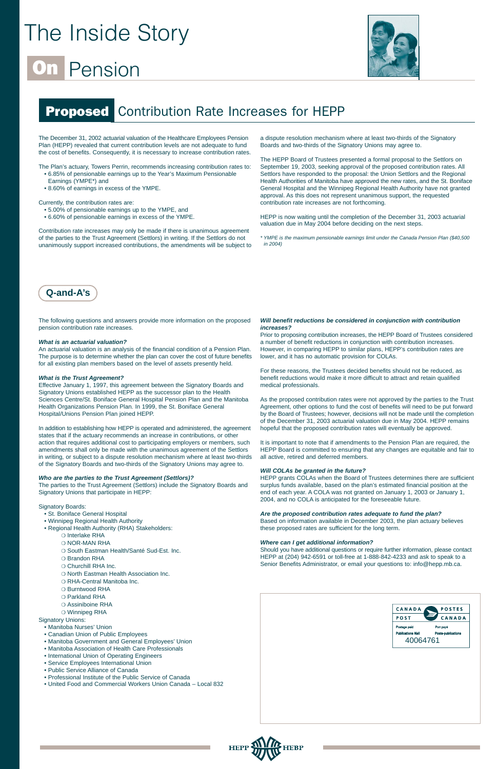# The Inside Story

# On Pension

## Proposed Contribution Rate Increases for HEPP

The December 31, 2002 actuarial valuation of the Healthcare Employees Pension Plan (HEPP) revealed that current contribution levels are not adequate to fund the cost of benefits. Consequently, it is necessary to increase contribution rates.

The Plan's actuary, Towers Perrin, recommends increasing contribution rates to:

- 6.85% of pensionable earnings up to the Year's Maximum Pensionable Earnings (YMPE*) and
- 8.60% of earnings in excess of the YMPE.

Currently, the contribution rates are:

- 5.00% of pensionable earnings up to the YMPE, and
- 6.60% of pensionable earnings in excess of the YMPE.

Contribution rate increases may only be made if there is unanimous agreement of the parties to the Trust Agreement (Settlors) in writing. If the Settlors do not unanimously support increased contributions, the amendments will be subject to a dispute resolution mechanism where at least two-thirds of the Signatory Boards and two-thirds of the Signatory Unions may agree to.

The HEPP Board of Trustees presented a formal proposal to the Settlors on September 19, 2003, seeking approval of the proposed contribution rates. All Settlors have responded to the proposal: the Union Settlors and the Regional Health Authorities of Manitoba have approved the new rates, and the St. Boniface General Hospital and the Winnipeg Regional Health Authority have not granted approval. As this does not represent unanimous support, the requested contribution rate increases are not forthcoming.

HEPP is now waiting until the completion of the December 31, 2003 actuarial valuation due in May 2004 before deciding on the next steps.

*\* YMPE is the maximum pensionable earnings limit under the Canada Pension Plan ($40,500 in 2004)*

## Q-and-A's

The following questions and answers provide more information on the proposed pension contribution rate increases.

***What is an actuarial valuation?***
An actuarial valuation is an analysis of the financial condition of a Pension Plan. The purpose is to determine whether the plan can cover the cost of future benefits for all existing plan members based on the level of assets presently held.

***What is the Trust Agreement?***
Effective January 1, 1997, this agreement between the Signatory Boards and Signatory Unions established HEPP as the successor plan to the Health Sciences Centre/St. Boniface General Hospital Pension Plan and the Manitoba Health Organizations Pension Plan. In 1999, the St. Boniface General Hospital/Unions Pension Plan joined HEPP.

In addition to establishing how HEPP is operated and administered, the agreement states that if the actuary recommends an increase in contributions, or other action that requires additional cost to participating employers or members, such amendments shall only be made with the unanimous agreement of the Settlors in writing, or subject to a dispute resolution mechanism where at least two-thirds of the Signatory Boards and two-thirds of the Signatory Unions may agree to.

***Who are the parties to the Trust Agreement (Settlors)?***
The parties to the Trust Agreement (Settlors) include the Signatory Boards and Signatory Unions that participate in HEPP:

Signatory Boards:

- St. Boniface General Hospital
- Winnipeg Regional Health Authority
- Regional Health Authority (RHA) Stakeholders:
  - Interlake RHA
  - NOR-MAN RHA
  - South Eastman Health/Santé Sud-Est. Inc.
  - Brandon RHA
  - Churchill RHA Inc.
  - North Eastman Health Association Inc.
  - RHA-Central Manitoba Inc.
  - Burntwood RHA
  - Parkland RHA
  - Assiniboine RHA
  - Winnipeg RHA

Signatory Unions:

- Manitoba Nurses' Union
- Canadian Union of Public Employees
- Manitoba Government and General Employees' Union
- Manitoba Association of Health Care Professionals
- International Union of Operating Engineers
- Service Employees International Union
- Public Service Alliance of Canada
- Professional Institute of the Public Service of Canada
- United Food and Commercial Workers Union Canada – Local 832

***Will benefit reductions be considered in conjunction with contribution increases?***
Prior to proposing contribution increases, the HEPP Board of Trustees considered a number of benefit reductions in conjunction with contribution increases. However, in comparing HEPP to similar plans, HEPP's contribution rates are lower, and it has no automatic provision for COLAs.

For these reasons, the Trustees decided benefits should not be reduced, as benefit reductions would make it more difficult to attract and retain qualified medical professionals.

As the proposed contribution rates were not approved by the parties to the Trust Agreement, other options to fund the cost of benefits will need to be put forward by the Board of Trustees; however, decisions will not be made until the completion of the December 31, 2003 actuarial valuation due in May 2004. HEPP remains hopeful that the proposed contribution rates will eventually be approved.

It is important to note that if amendments to the Pension Plan are required, the HEPP Board is committed to ensuring that any changes are equitable and fair to all active, retired and deferred members.

***Will COLAs be granted in the future?***
HEPP grants COLAs when the Board of Trustees determines there are sufficient surplus funds available, based on the plan's estimated financial position at the end of each year. A COLA was not granted on January 1, 2003 or January 1, 2004, and no COLA is anticipated for the foreseeable future.

***Are the proposed contribution rates adequate to fund the plan?***
Based on information available in December 2003, the plan actuary believes these proposed rates are sufficient for the long term.

***Where can I get additional information?***
Should you have additional questions or require further information, please contact HEPP at (204) 942-6591 or toll-free at 1-888-842-4233 and ask to speak to a Senior Benefits Administrator, or email your questions to: info@hepp.mb.ca.

CANADA POST / POSTES CANADA
Postage paid / Port payé
Publications Mail / Poste-publications
40064761

HEPP HEBP